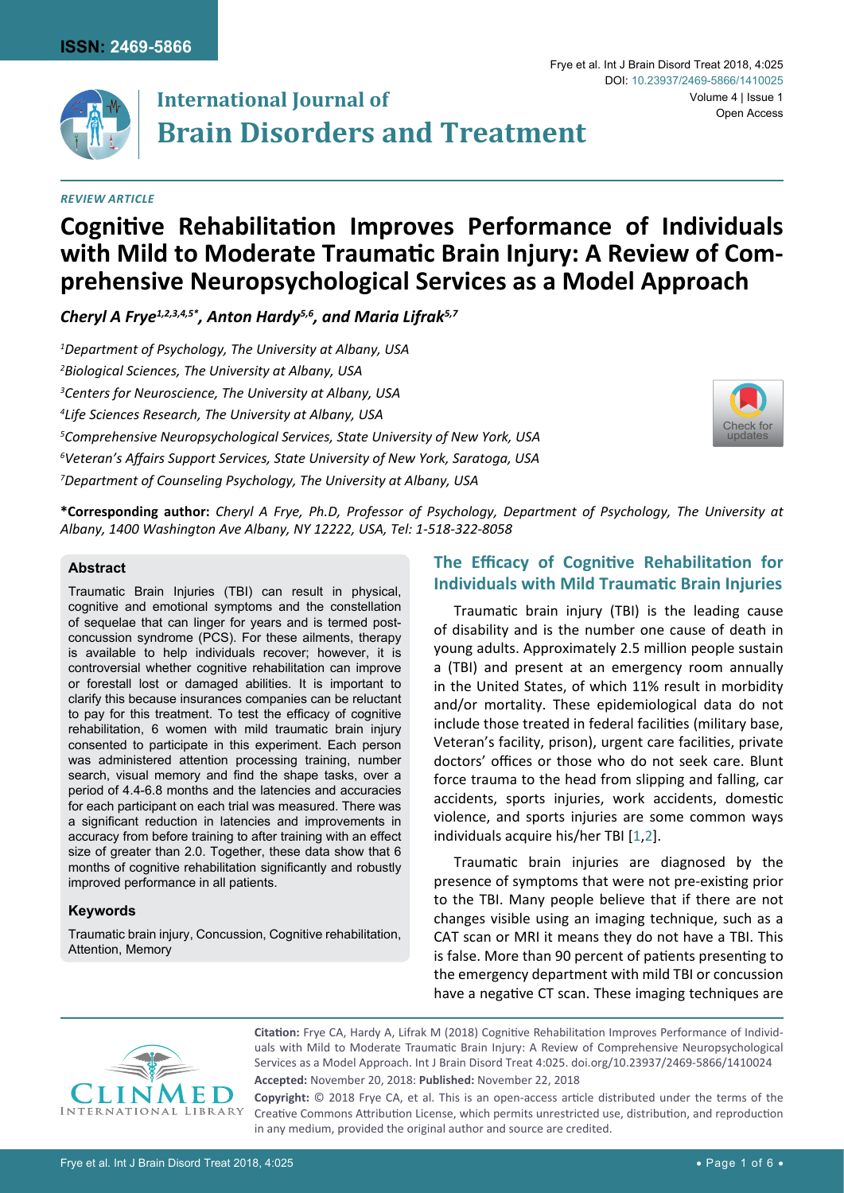ISSN: 2469-5866

Frye et al. Int J Brain Disord Treat 2018, 4:025

DOI: 10.23937/2469-5866/1410025

Volume 4 | Issue 1

Open Access

# International Journal of Brain Disorders and Treatment

*REVIEW ARTICLE*

# Cognitive Rehabilitation Improves Performance of Individuals with Mild to Moderate Traumatic Brain Injury: A Review of Comprehensive Neuropsychological Services as a Model Approach

*Cheryl A Frye[1,2,3,4,5*], Anton Hardy[5,6], and Maria Lifrak[5,7]*

[1]*Department of Psychology, The University at Albany, USA*

[2]*Biological Sciences, The University at Albany, USA*

[3]*Centers for Neuroscience, The University at Albany, USA*

[4]*Life Sciences Research, The University at Albany, USA*

[5]*Comprehensive Neuropsychological Services, State University of New York, USA*

[6]*Veteran's Affairs Support Services, State University of New York, Saratoga, USA*

[7]*Department of Counseling Psychology, The University at Albany, USA*

**\*Corresponding author:** *Cheryl A Frye, Ph.D, Professor of Psychology, Department of Psychology, The University at Albany, 1400 Washington Ave Albany, NY 12222, USA, Tel: 1-518-322-8058*

### Abstract

Traumatic Brain Injuries (TBI) can result in physical, cognitive and emotional symptoms and the constellation of sequelae that can linger for years and is termed post-concussion syndrome (PCS). For these ailments, therapy is available to help individuals recover; however, it is controversial whether cognitive rehabilitation can improve or forestall lost or damaged abilities. It is important to clarify this because insurances companies can be reluctant to pay for this treatment. To test the efficacy of cognitive rehabilitation, 6 women with mild traumatic brain injury consented to participate in this experiment. Each person was administered attention processing training, number search, visual memory and find the shape tasks, over a period of 4.4-6.8 months and the latencies and accuracies for each participant on each trial was measured. There was a significant reduction in latencies and improvements in accuracy from before training to after training with an effect size of greater than 2.0. Together, these data show that 6 months of cognitive rehabilitation significantly and robustly improved performance in all patients.

### Keywords

Traumatic brain injury, Concussion, Cognitive rehabilitation, Attention, Memory

## The Efficacy of Cognitive Rehabilitation for Individuals with Mild Traumatic Brain Injuries

Traumatic brain injury (TBI) is the leading cause of disability and is the number one cause of death in young adults. Approximately 2.5 million people sustain a (TBI) and present at an emergency room annually in the United States, of which 11% result in morbidity and/or mortality. These epidemiological data do not include those treated in federal facilities (military base, Veteran's facility, prison), urgent care facilities, private doctors' offices or those who do not seek care. Blunt force trauma to the head from slipping and falling, car accidents, sports injuries, work accidents, domestic violence, and sports injuries are some common ways individuals acquire his/her TBI [1,2].

Traumatic brain injuries are diagnosed by the presence of symptoms that were not pre-existing prior to the TBI. Many people believe that if there are not changes visible using an imaging technique, such as a CAT scan or MRI it means they do not have a TBI. This is false. More than 90 percent of patients presenting to the emergency department with mild TBI or concussion have a negative CT scan. These imaging techniques are

**Citation:** Frye CA, Hardy A, Lifrak M (2018) Cognitive Rehabilitation Improves Performance of Individuals with Mild to Moderate Traumatic Brain Injury: A Review of Comprehensive Neuropsychological Services as a Model Approach. Int J Brain Disord Treat 4:025. doi.org/10.23937/2469-5866/1410024

**Accepted:** November 20, 2018: **Published:** November 22, 2018

**Copyright:** © 2018 Frye CA, et al. This is an open-access article distributed under the terms of the Creative Commons Attribution License, which permits unrestricted use, distribution, and reproduction in any medium, provided the original author and source are credited.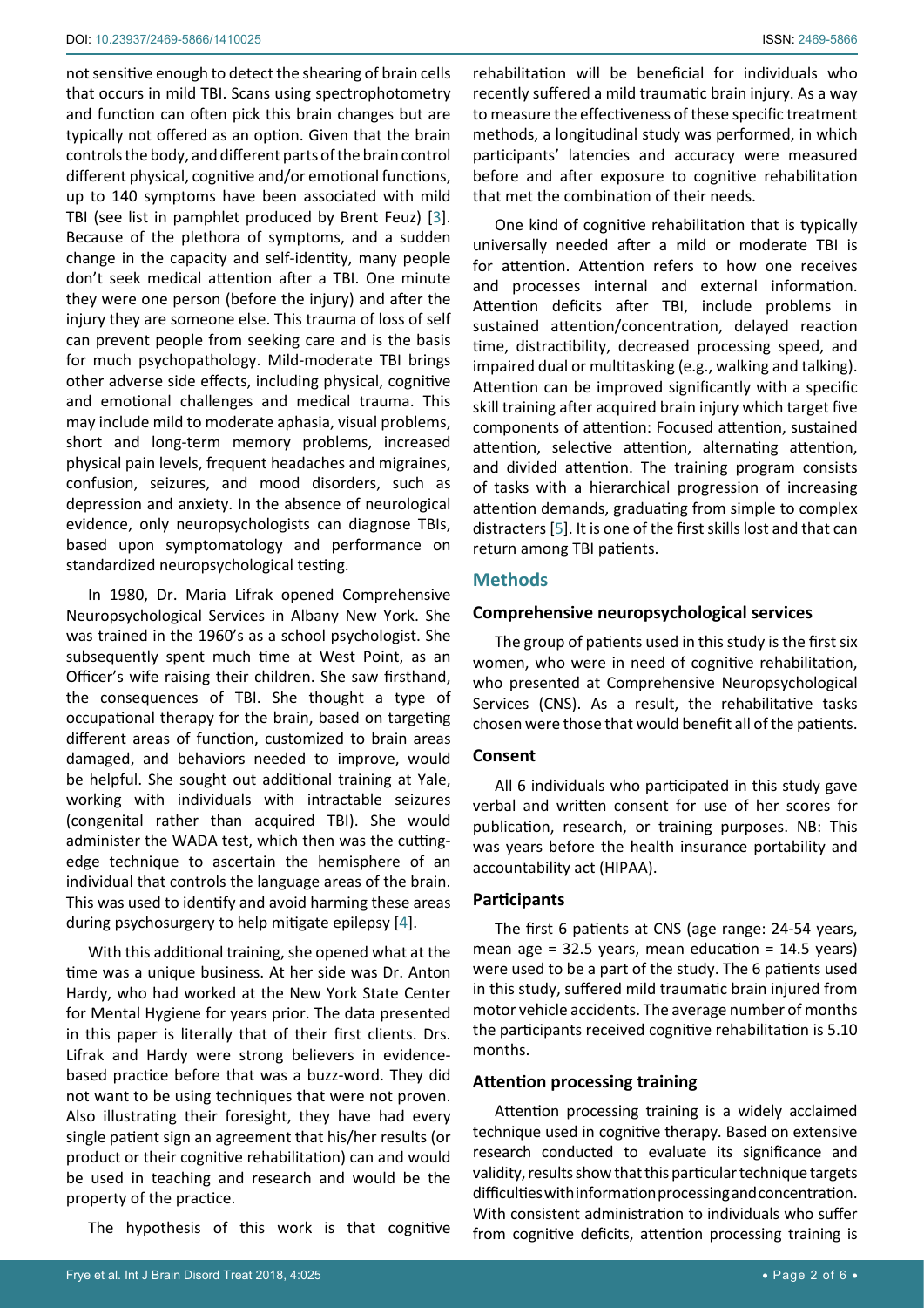not sensitive enough to detect the shearing of brain cells that occurs in mild TBI. Scans using spectrophotometry and function can often pick this brain changes but are typically not offered as an option. Given that the brain controls the body, and different parts of the brain control different physical, cognitive and/or emotional functions, up to 140 symptoms have been associated with mild TBI (see list in pamphlet produced by Brent Feuz) [3]. Because of the plethora of symptoms, and a sudden change in the capacity and self-identity, many people don't seek medical attention after a TBI. One minute they were one person (before the injury) and after the injury they are someone else. This trauma of loss of self can prevent people from seeking care and is the basis for much psychopathology. Mild-moderate TBI brings other adverse side effects, including physical, cognitive and emotional challenges and medical trauma. This may include mild to moderate aphasia, visual problems, short and long-term memory problems, increased physical pain levels, frequent headaches and migraines, confusion, seizures, and mood disorders, such as depression and anxiety. In the absence of neurological evidence, only neuropsychologists can diagnose TBIs, based upon symptomatology and performance on standardized neuropsychological testing.

In 1980, Dr. Maria Lifrak opened Comprehensive Neuropsychological Services in Albany New York. She was trained in the 1960's as a school psychologist. She subsequently spent much time at West Point, as an Officer's wife raising their children. She saw firsthand, the consequences of TBI. She thought a type of occupational therapy for the brain, based on targeting different areas of function, customized to brain areas damaged, and behaviors needed to improve, would be helpful. She sought out additional training at Yale, working with individuals with intractable seizures (congenital rather than acquired TBI). She would administer the WADA test, which then was the cutting-edge technique to ascertain the hemisphere of an individual that controls the language areas of the brain. This was used to identify and avoid harming these areas during psychosurgery to help mitigate epilepsy [4].

With this additional training, she opened what at the time was a unique business. At her side was Dr. Anton Hardy, who had worked at the New York State Center for Mental Hygiene for years prior. The data presented in this paper is literally that of their first clients. Drs. Lifrak and Hardy were strong believers in evidence-based practice before that was a buzz-word. They did not want to be using techniques that were not proven. Also illustrating their foresight, they have had every single patient sign an agreement that his/her results (or product or their cognitive rehabilitation) can and would be used in teaching and research and would be the property of the practice.

The hypothesis of this work is that cognitive rehabilitation will be beneficial for individuals who recently suffered a mild traumatic brain injury. As a way to measure the effectiveness of these specific treatment methods, a longitudinal study was performed, in which participants' latencies and accuracy were measured before and after exposure to cognitive rehabilitation that met the combination of their needs.

One kind of cognitive rehabilitation that is typically universally needed after a mild or moderate TBI is for attention. Attention refers to how one receives and processes internal and external information. Attention deficits after TBI, include problems in sustained attention/concentration, delayed reaction time, distractibility, decreased processing speed, and impaired dual or multitasking (e.g., walking and talking). Attention can be improved significantly with a specific skill training after acquired brain injury which target five components of attention: Focused attention, sustained attention, selective attention, alternating attention, and divided attention. The training program consists of tasks with a hierarchical progression of increasing attention demands, graduating from simple to complex distracters [5]. It is one of the first skills lost and that can return among TBI patients.

## Methods

### Comprehensive neuropsychological services

The group of patients used in this study is the first six women, who were in need of cognitive rehabilitation, who presented at Comprehensive Neuropsychological Services (CNS). As a result, the rehabilitative tasks chosen were those that would benefit all of the patients.

### Consent

All 6 individuals who participated in this study gave verbal and written consent for use of her scores for publication, research, or training purposes. NB: This was years before the health insurance portability and accountability act (HIPAA).

### Participants

The first 6 patients at CNS (age range: 24-54 years, mean age = 32.5 years, mean education = 14.5 years) were used to be a part of the study. The 6 patients used in this study, suffered mild traumatic brain injured from motor vehicle accidents. The average number of months the participants received cognitive rehabilitation is 5.10 months.

### Attention processing training

Attention processing training is a widely acclaimed technique used in cognitive therapy. Based on extensive research conducted to evaluate its significance and validity, results show that this particular technique targets difficulties with information processing and concentration. With consistent administration to individuals who suffer from cognitive deficits, attention processing training is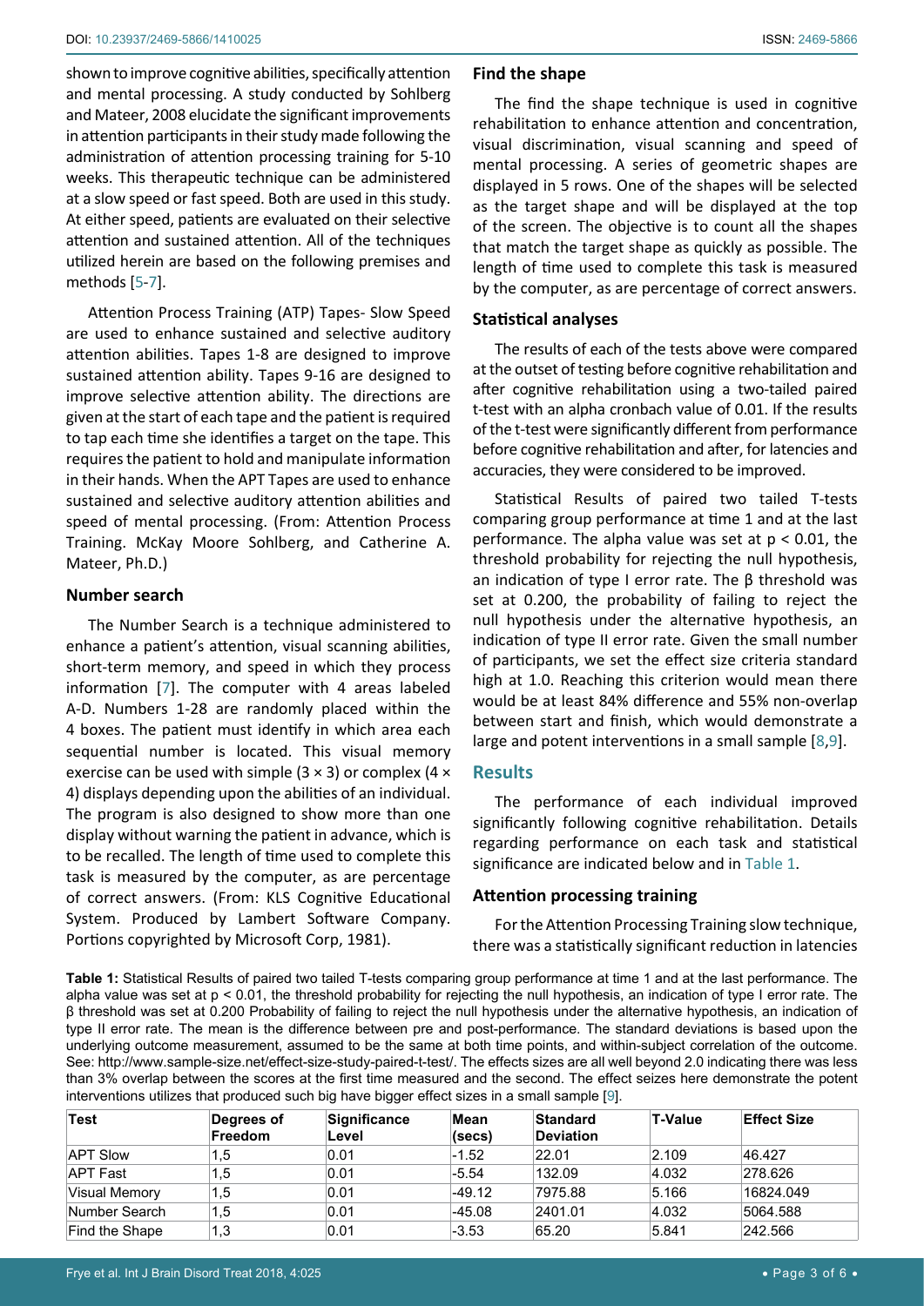shown to improve cognitive abilities, specifically attention and mental processing. A study conducted by Sohlberg and Mateer, 2008 elucidate the significant improvements in attention participants in their study made following the administration of attention processing training for 5-10 weeks. This therapeutic technique can be administered at a slow speed or fast speed. Both are used in this study. At either speed, patients are evaluated on their selective attention and sustained attention. All of the techniques utilized herein are based on the following premises and methods [5-7].

Attention Process Training (ATP) Tapes- Slow Speed are used to enhance sustained and selective auditory attention abilities. Tapes 1-8 are designed to improve sustained attention ability. Tapes 9-16 are designed to improve selective attention ability. The directions are given at the start of each tape and the patient is required to tap each time she identifies a target on the tape. This requires the patient to hold and manipulate information in their hands. When the APT Tapes are used to enhance sustained and selective auditory attention abilities and speed of mental processing. (From: Attention Process Training. McKay Moore Sohlberg, and Catherine A. Mateer, Ph.D.)

### Number search

The Number Search is a technique administered to enhance a patient's attention, visual scanning abilities, short-term memory, and speed in which they process information [7]. The computer with 4 areas labeled A-D. Numbers 1-28 are randomly placed within the 4 boxes. The patient must identify in which area each sequential number is located. This visual memory exercise can be used with simple ($3 \times 3$) or complex ($4 \times 4$) displays depending upon the abilities of an individual. The program is also designed to show more than one display without warning the patient in advance, which is to be recalled. The length of time used to complete this task is measured by the computer, as are percentage of correct answers. (From: KLS Cognitive Educational System. Produced by Lambert Software Company. Portions copyrighted by Microsoft Corp, 1981).

### Find the shape

The find the shape technique is used in cognitive rehabilitation to enhance attention and concentration, visual discrimination, visual scanning and speed of mental processing. A series of geometric shapes are displayed in 5 rows. One of the shapes will be selected as the target shape and will be displayed at the top of the screen. The objective is to count all the shapes that match the target shape as quickly as possible. The length of time used to complete this task is measured by the computer, as are percentage of correct answers.

### Statistical analyses

The results of each of the tests above were compared at the outset of testing before cognitive rehabilitation and after cognitive rehabilitation using a two-tailed paired t-test with an alpha cronbach value of 0.01. If the results of the t-test were significantly different from performance before cognitive rehabilitation and after, for latencies and accuracies, they were considered to be improved.

Statistical Results of paired two tailed T-tests comparing group performance at time 1 and at the last performance. The alpha value was set at $p < 0.01$, the threshold probability for rejecting the null hypothesis, an indication of type I error rate. The $\beta$ threshold was set at 0.200, the probability of failing to reject the null hypothesis under the alternative hypothesis, an indication of type II error rate. Given the small number of participants, we set the effect size criteria standard high at 1.0. Reaching this criterion would mean there would be at least 84% difference and 55% non-overlap between start and finish, which would demonstrate a large and potent interventions in a small sample [8,9].

## Results

The performance of each individual improved significantly following cognitive rehabilitation. Details regarding performance on each task and statistical significance are indicated below and in Table 1.

### Attention processing training

For the Attention Processing Training slow technique, there was a statistically significant reduction in latencies

**Table 1:** Statistical Results of paired two tailed T-tests comparing group performance at time 1 and at the last performance. The alpha value was set at $p < 0.01$, the threshold probability for rejecting the null hypothesis, an indication of type I error rate. The $\beta$ threshold was set at 0.200 Probability of failing to reject the null hypothesis under the alternative hypothesis, an indication of type II error rate. The mean is the difference between pre and post-performance. The standard deviations is based upon the underlying outcome measurement, assumed to be the same at both time points, and within-subject correlation of the outcome. See: http://www.sample-size.net/effect-size-study-paired-t-test/. The effects sizes are all well beyond 2.0 indicating there was less than 3% overlap between the scores at the first time measured and the second. The effect seizes here demonstrate the potent interventions utilizes that produced such big have bigger effect sizes in a small sample [9].

| Test | Degrees of Freedom | Significance Level | Mean (secs) | Standard Deviation | T-Value | Effect Size |
|---|---|---|---|---|---|---|
| APT Slow | 1,5 | 0.01 | -1.52 | 22.01 | 2.109 | 46.427 |
| APT Fast | 1,5 | 0.01 | -5.54 | 132.09 | 4.032 | 278.626 |
| Visual Memory | 1,5 | 0.01 | -49.12 | 7975.88 | 5.166 | 16824.049 |
| Number Search | 1,5 | 0.01 | -45.08 | 2401.01 | 4.032 | 5064.588 |
| Find the Shape | 1,3 | 0.01 | -3.53 | 65.20 | 5.841 | 242.566 |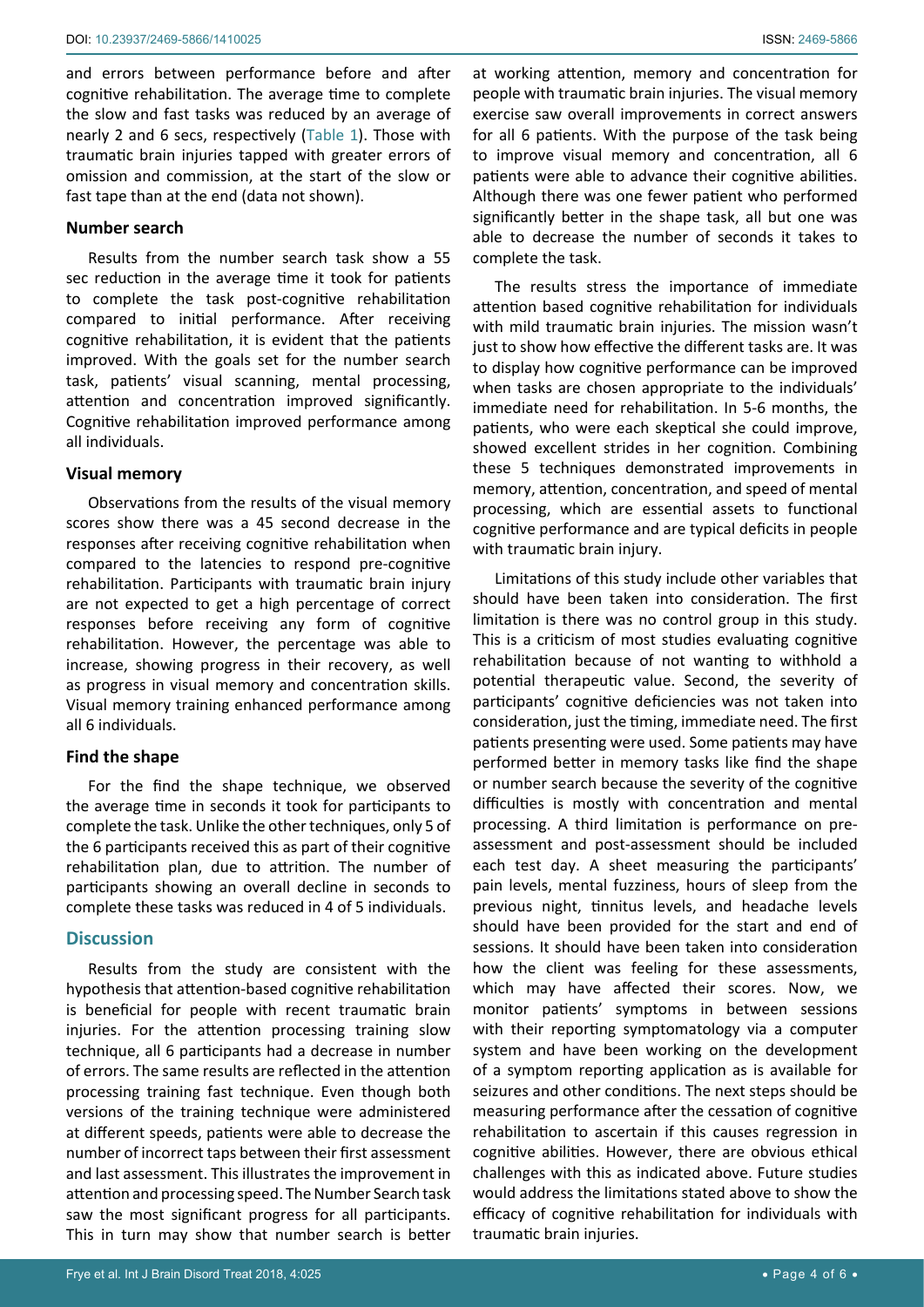and errors between performance before and after cognitive rehabilitation. The average time to complete the slow and fast tasks was reduced by an average of nearly 2 and 6 secs, respectively (Table 1). Those with traumatic brain injuries tapped with greater errors of omission and commission, at the start of the slow or fast tape than at the end (data not shown).

### Number search

Results from the number search task show a 55 sec reduction in the average time it took for patients to complete the task post-cognitive rehabilitation compared to initial performance. After receiving cognitive rehabilitation, it is evident that the patients improved. With the goals set for the number search task, patients' visual scanning, mental processing, attention and concentration improved significantly. Cognitive rehabilitation improved performance among all individuals.

### Visual memory

Observations from the results of the visual memory scores show there was a 45 second decrease in the responses after receiving cognitive rehabilitation when compared to the latencies to respond pre-cognitive rehabilitation. Participants with traumatic brain injury are not expected to get a high percentage of correct responses before receiving any form of cognitive rehabilitation. However, the percentage was able to increase, showing progress in their recovery, as well as progress in visual memory and concentration skills. Visual memory training enhanced performance among all 6 individuals.

### Find the shape

For the find the shape technique, we observed the average time in seconds it took for participants to complete the task. Unlike the other techniques, only 5 of the 6 participants received this as part of their cognitive rehabilitation plan, due to attrition. The number of participants showing an overall decline in seconds to complete these tasks was reduced in 4 of 5 individuals.

## Discussion

Results from the study are consistent with the hypothesis that attention-based cognitive rehabilitation is beneficial for people with recent traumatic brain injuries. For the attention processing training slow technique, all 6 participants had a decrease in number of errors. The same results are reflected in the attention processing training fast technique. Even though both versions of the training technique were administered at different speeds, patients were able to decrease the number of incorrect taps between their first assessment and last assessment. This illustrates the improvement in attention and processing speed. The Number Search task saw the most significant progress for all participants. This in turn may show that number search is better at working attention, memory and concentration for people with traumatic brain injuries. The visual memory exercise saw overall improvements in correct answers for all 6 patients. With the purpose of the task being to improve visual memory and concentration, all 6 patients were able to advance their cognitive abilities. Although there was one fewer patient who performed significantly better in the shape task, all but one was able to decrease the number of seconds it takes to complete the task.

The results stress the importance of immediate attention based cognitive rehabilitation for individuals with mild traumatic brain injuries. The mission wasn't just to show how effective the different tasks are. It was to display how cognitive performance can be improved when tasks are chosen appropriate to the individuals' immediate need for rehabilitation. In 5-6 months, the patients, who were each skeptical she could improve, showed excellent strides in her cognition. Combining these 5 techniques demonstrated improvements in memory, attention, concentration, and speed of mental processing, which are essential assets to functional cognitive performance and are typical deficits in people with traumatic brain injury.

Limitations of this study include other variables that should have been taken into consideration. The first limitation is there was no control group in this study. This is a criticism of most studies evaluating cognitive rehabilitation because of not wanting to withhold a potential therapeutic value. Second, the severity of participants' cognitive deficiencies was not taken into consideration, just the timing, immediate need. The first patients presenting were used. Some patients may have performed better in memory tasks like find the shape or number search because the severity of the cognitive difficulties is mostly with concentration and mental processing. A third limitation is performance on pre-assessment and post-assessment should be included each test day. A sheet measuring the participants' pain levels, mental fuzziness, hours of sleep from the previous night, tinnitus levels, and headache levels should have been provided for the start and end of sessions. It should have been taken into consideration how the client was feeling for these assessments, which may have affected their scores. Now, we monitor patients' symptoms in between sessions with their reporting symptomatology via a computer system and have been working on the development of a symptom reporting application as is available for seizures and other conditions. The next steps should be measuring performance after the cessation of cognitive rehabilitation to ascertain if this causes regression in cognitive abilities. However, there are obvious ethical challenges with this as indicated above. Future studies would address the limitations stated above to show the efficacy of cognitive rehabilitation for individuals with traumatic brain injuries.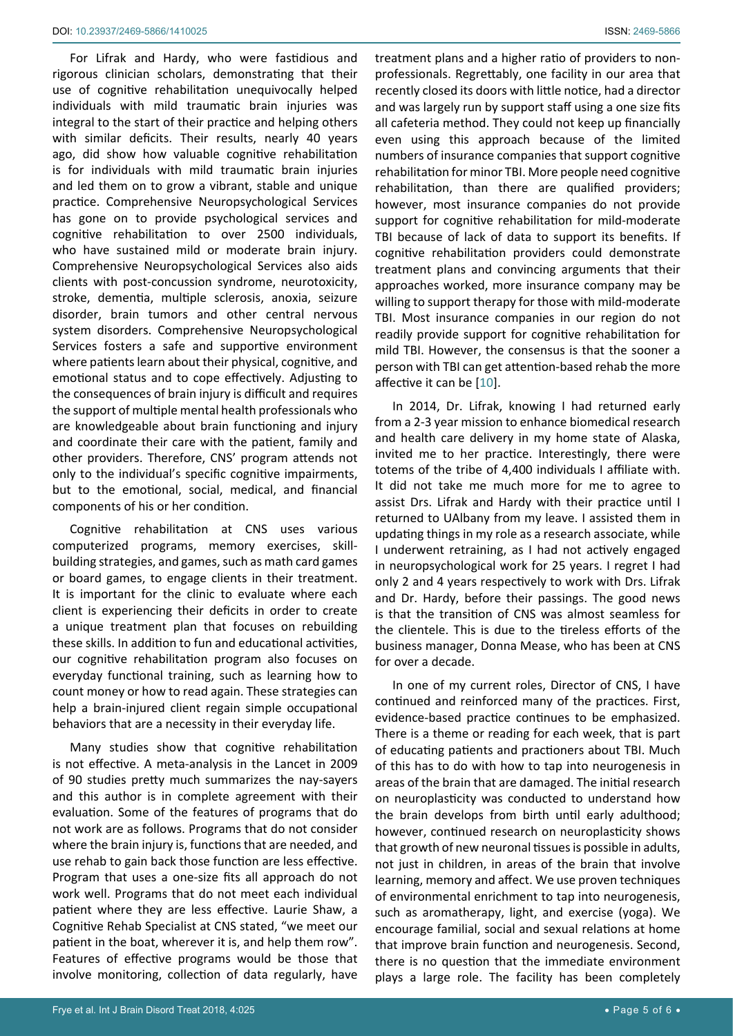For Lifrak and Hardy, who were fastidious and rigorous clinician scholars, demonstrating that their use of cognitive rehabilitation unequivocally helped individuals with mild traumatic brain injuries was integral to the start of their practice and helping others with similar deficits. Their results, nearly 40 years ago, did show how valuable cognitive rehabilitation is for individuals with mild traumatic brain injuries and led them on to grow a vibrant, stable and unique practice. Comprehensive Neuropsychological Services has gone on to provide psychological services and cognitive rehabilitation to over 2500 individuals, who have sustained mild or moderate brain injury. Comprehensive Neuropsychological Services also aids clients with post-concussion syndrome, neurotoxicity, stroke, dementia, multiple sclerosis, anoxia, seizure disorder, brain tumors and other central nervous system disorders. Comprehensive Neuropsychological Services fosters a safe and supportive environment where patients learn about their physical, cognitive, and emotional status and to cope effectively. Adjusting to the consequences of brain injury is difficult and requires the support of multiple mental health professionals who are knowledgeable about brain functioning and injury and coordinate their care with the patient, family and other providers. Therefore, CNS' program attends not only to the individual's specific cognitive impairments, but to the emotional, social, medical, and financial components of his or her condition.

Cognitive rehabilitation at CNS uses various computerized programs, memory exercises, skill-building strategies, and games, such as math card games or board games, to engage clients in their treatment. It is important for the clinic to evaluate where each client is experiencing their deficits in order to create a unique treatment plan that focuses on rebuilding these skills. In addition to fun and educational activities, our cognitive rehabilitation program also focuses on everyday functional training, such as learning how to count money or how to read again. These strategies can help a brain-injured client regain simple occupational behaviors that are a necessity in their everyday life.

Many studies show that cognitive rehabilitation is not effective. A meta-analysis in the Lancet in 2009 of 90 studies pretty much summarizes the nay-sayers and this author is in complete agreement with their evaluation. Some of the features of programs that do not work are as follows. Programs that do not consider where the brain injury is, functions that are needed, and use rehab to gain back those function are less effective. Program that uses a one-size fits all approach do not work well. Programs that do not meet each individual patient where they are less effective. Laurie Shaw, a Cognitive Rehab Specialist at CNS stated, "we meet our patient in the boat, wherever it is, and help them row". Features of effective programs would be those that involve monitoring, collection of data regularly, have treatment plans and a higher ratio of providers to non-professionals. Regrettably, one facility in our area that recently closed its doors with little notice, had a director and was largely run by support staff using a one size fits all cafeteria method. They could not keep up financially even using this approach because of the limited numbers of insurance companies that support cognitive rehabilitation for minor TBI. More people need cognitive rehabilitation, than there are qualified providers; however, most insurance companies do not provide support for cognitive rehabilitation for mild-moderate TBI because of lack of data to support its benefits. If cognitive rehabilitation providers could demonstrate treatment plans and convincing arguments that their approaches worked, more insurance company may be willing to support therapy for those with mild-moderate TBI. Most insurance companies in our region do not readily provide support for cognitive rehabilitation for mild TBI. However, the consensus is that the sooner a person with TBI can get attention-based rehab the more affective it can be [10].

In 2014, Dr. Lifrak, knowing I had returned early from a 2-3 year mission to enhance biomedical research and health care delivery in my home state of Alaska, invited me to her practice. Interestingly, there were totems of the tribe of 4,400 individuals I affiliate with. It did not take me much more for me to agree to assist Drs. Lifrak and Hardy with their practice until I returned to UAlbany from my leave. I assisted them in updating things in my role as a research associate, while I underwent retraining, as I had not actively engaged in neuropsychological work for 25 years. I regret I had only 2 and 4 years respectively to work with Drs. Lifrak and Dr. Hardy, before their passings. The good news is that the transition of CNS was almost seamless for the clientele. This is due to the tireless efforts of the business manager, Donna Mease, who has been at CNS for over a decade.

In one of my current roles, Director of CNS, I have continued and reinforced many of the practices. First, evidence-based practice continues to be emphasized. There is a theme or reading for each week, that is part of educating patients and practioners about TBI. Much of this has to do with how to tap into neurogenesis in areas of the brain that are damaged. The initial research on neuroplasticity was conducted to understand how the brain develops from birth until early adulthood; however, continued research on neuroplasticity shows that growth of new neuronal tissues is possible in adults, not just in children, in areas of the brain that involve learning, memory and affect. We use proven techniques of environmental enrichment to tap into neurogenesis, such as aromatherapy, light, and exercise (yoga). We encourage familial, social and sexual relations at home that improve brain function and neurogenesis. Second, there is no question that the immediate environment plays a large role. The facility has been completely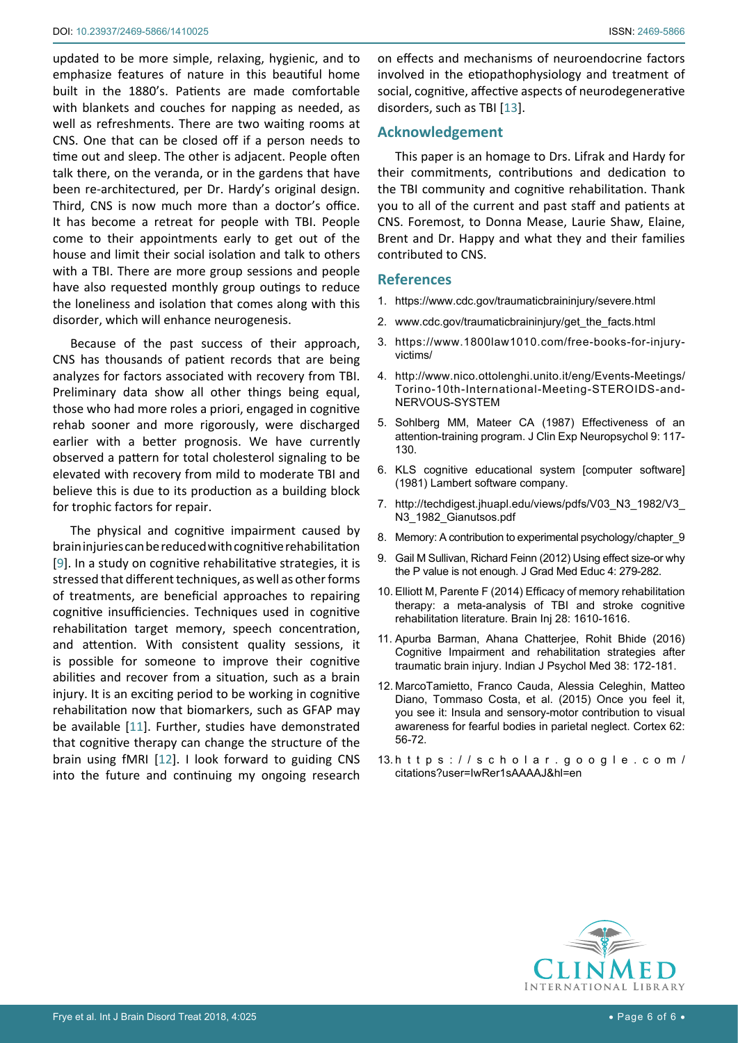updated to be more simple, relaxing, hygienic, and to emphasize features of nature in this beautiful home built in the 1880's. Patients are made comfortable with blankets and couches for napping as needed, as well as refreshments. There are two waiting rooms at CNS. One that can be closed off if a person needs to time out and sleep. The other is adjacent. People often talk there, on the veranda, or in the gardens that have been re-architectured, per Dr. Hardy's original design. Third, CNS is now much more than a doctor's office. It has become a retreat for people with TBI. People come to their appointments early to get out of the house and limit their social isolation and talk to others with a TBI. There are more group sessions and people have also requested monthly group outings to reduce the loneliness and isolation that comes along with this disorder, which will enhance neurogenesis.

Because of the past success of their approach, CNS has thousands of patient records that are being analyzes for factors associated with recovery from TBI. Preliminary data show all other things being equal, those who had more roles a priori, engaged in cognitive rehab sooner and more rigorously, were discharged earlier with a better prognosis. We have currently observed a pattern for total cholesterol signaling to be elevated with recovery from mild to moderate TBI and believe this is due to its production as a building block for trophic factors for repair.

The physical and cognitive impairment caused by brain injuries can be reduced with cognitive rehabilitation [9]. In a study on cognitive rehabilitative strategies, it is stressed that different techniques, as well as other forms of treatments, are beneficial approaches to repairing cognitive insufficiencies. Techniques used in cognitive rehabilitation target memory, speech concentration, and attention. With consistent quality sessions, it is possible for someone to improve their cognitive abilities and recover from a situation, such as a brain injury. It is an exciting period to be working in cognitive rehabilitation now that biomarkers, such as GFAP may be available [11]. Further, studies have demonstrated that cognitive therapy can change the structure of the brain using fMRI [12]. I look forward to guiding CNS into the future and continuing my ongoing research on effects and mechanisms of neuroendocrine factors involved in the etiopathophysiology and treatment of social, cognitive, affective aspects of neurodegenerative disorders, such as TBI [13].

## Acknowledgement

This paper is an homage to Drs. Lifrak and Hardy for their commitments, contributions and dedication to the TBI community and cognitive rehabilitation. Thank you to all of the current and past staff and patients at CNS. Foremost, to Donna Mease, Laurie Shaw, Elaine, Brent and Dr. Happy and what they and their families contributed to CNS.

## References

1. https://www.cdc.gov/traumaticbraininjury/severe.html
2. www.cdc.gov/traumaticbraininjury/get_the_facts.html
3. https://www.1800law1010.com/free-books-for-injury-victims/
4. http://www.nico.ottolenghi.unito.it/eng/Events-Meetings/Torino-10th-International-Meeting-STEROIDS-and-NERVOUS-SYSTEM
5. Sohlberg MM, Mateer CA (1987) Effectiveness of an attention-training program. J Clin Exp Neuropsychol 9: 117-130.
6. KLS cognitive educational system [computer software] (1981) Lambert software company.
7. http://techdigest.jhuapl.edu/views/pdfs/V03_N3_1982/V3_N3_1982_Gianutsos.pdf
8. Memory: A contribution to experimental psychology/chapter_9
9. Gail M Sullivan, Richard Feinn (2012) Using effect size-or why the P value is not enough. J Grad Med Educ 4: 279-282.
10. Elliott M, Parente F (2014) Efficacy of memory rehabilitation therapy: a meta-analysis of TBI and stroke cognitive rehabilitation literature. Brain Inj 28: 1610-1616.
11. Apurba Barman, Ahana Chatterjee, Rohit Bhide (2016) Cognitive Impairment and rehabilitation strategies after traumatic brain injury. Indian J Psychol Med 38: 172-181.
12. MarcoTamietto, Franco Cauda, Alessia Celeghin, Matteo Diano, Tommaso Costa, et al. (2015) Once you feel it, you see it: Insula and sensory-motor contribution to visual awareness for fearful bodies in parietal neglect. Cortex 62: 56-72.
13. https://scholar.google.com/citations?user=lwRer1sAAAAJ&hl=en